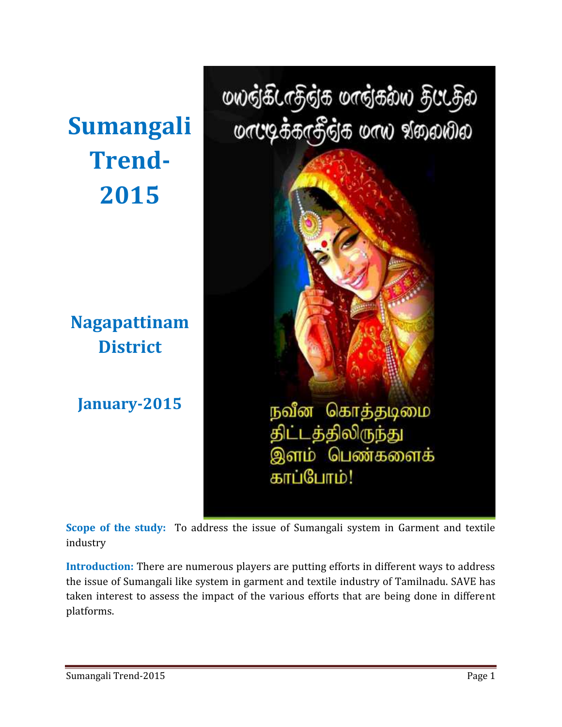# Sumangali Trend-2015

## Nagapattinam District

## January-2015

மயங்கிடாதீங்க மாங்கல்ய திட்டதில
மாட்டிக்காதீங்க மாய வலையில

நவீன கொத்தடிமை
திட்டத்திலிருந்து
இளம் பெண்களைக்
காப்போம்!

**Scope of the study:** To address the issue of Sumangali system in Garment and textile industry

**Introduction:** There are numerous players are putting efforts in different ways to address the issue of Sumangali like system in garment and textile industry of Tamilnadu. SAVE has taken interest to assess the impact of the various efforts that are being done in different platforms.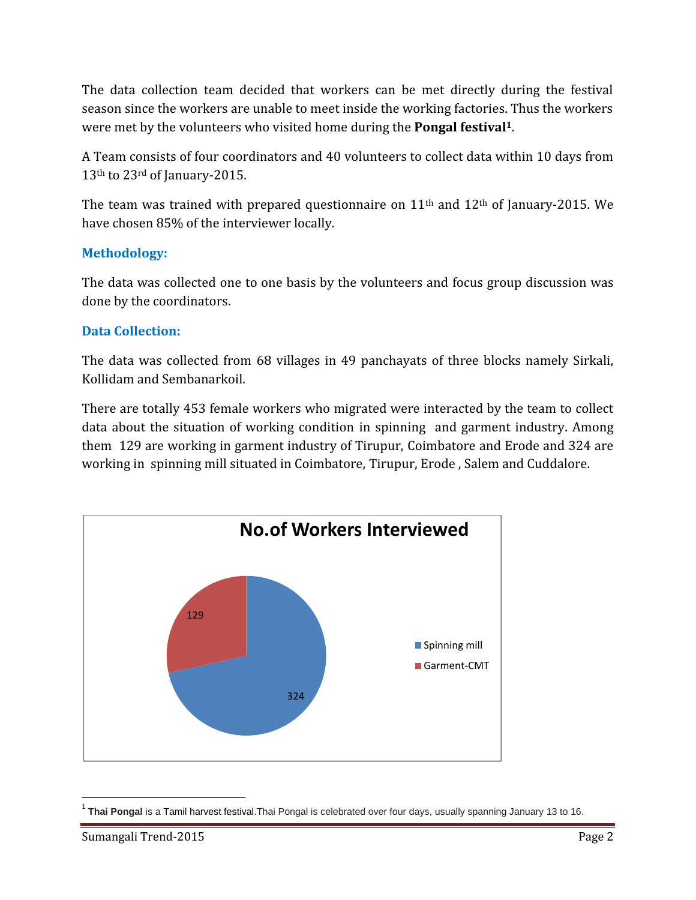The data collection team decided that workers can be met directly during the festival season since the workers are unable to meet inside the working factories. Thus the workers were met by the volunteers who visited home during the **Pongal festival**[1].

A Team consists of four coordinators and 40 volunteers to collect data within 10 days from 13th to 23rd of January-2015.

The team was trained with prepared questionnaire on 11th and 12th of January-2015. We have chosen 85% of the interviewer locally.

### Methodology:

The data was collected one to one basis by the volunteers and focus group discussion was done by the coordinators.

### Data Collection:

The data was collected from 68 villages in 49 panchayats of three blocks namely Sirkali, Kollidam and Sembanarkoil.

There are totally 453 female workers who migrated were interacted by the team to collect data about the situation of working condition in spinning and garment industry. Among them 129 are working in garment industry of Tirupur, Coimbatore and Erode and 324 are working in spinning mill situated in Coimbatore, Tirupur, Erode , Salem and Cuddalore.

**No.of Workers Interviewed**

| Category | No. of Workers |
| --- | --- |
| Spinning mill | 324 |
| Garment-CMT | 129 |

[1] **Thai Pongal** is a Tamil harvest festival.Thai Pongal is celebrated over four days, usually spanning January 13 to 16.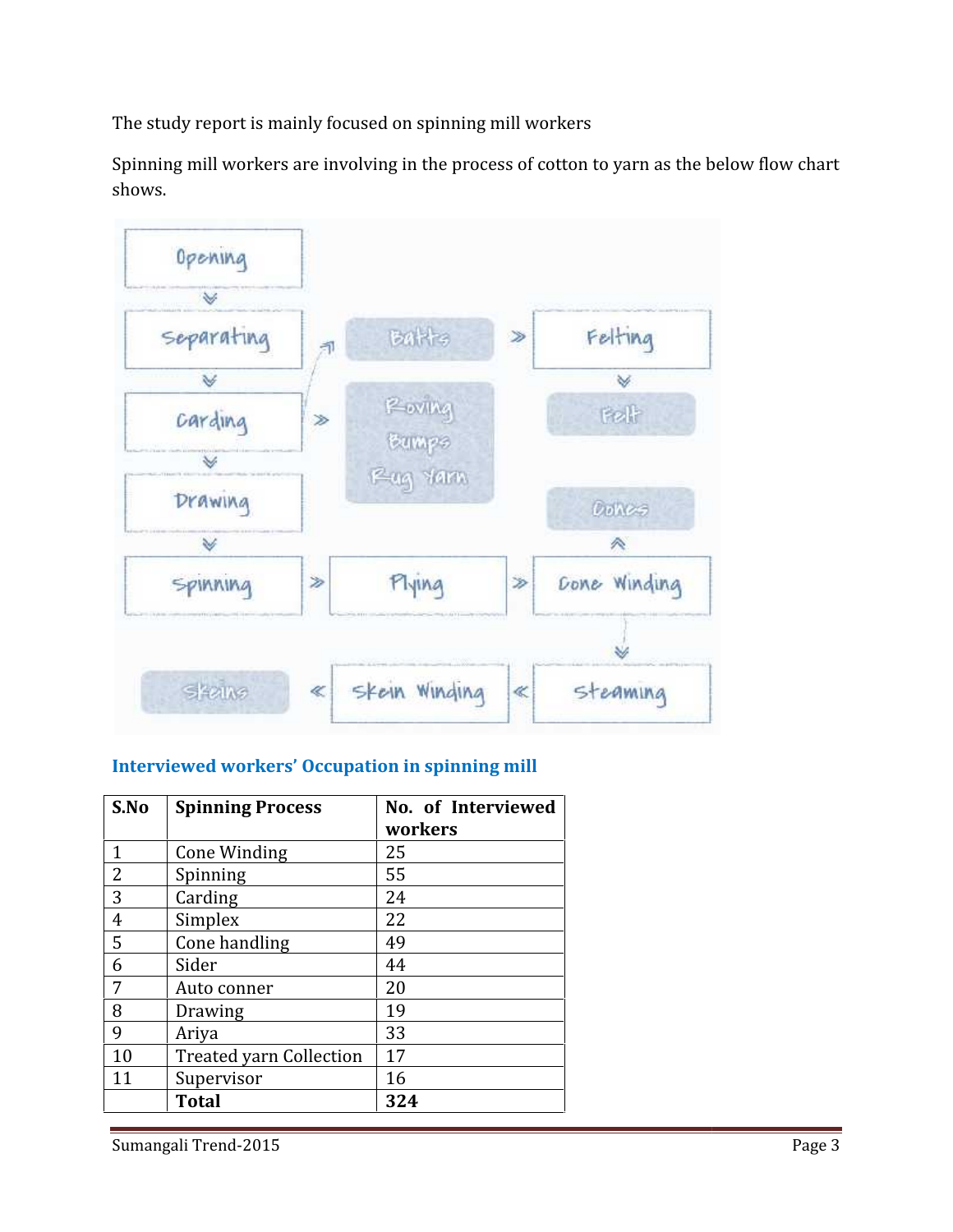The study report is mainly focused on spinning mill workers

Spinning mill workers are involving in the process of cotton to yarn as the below flow chart shows.

### Interviewed workers' Occupation in spinning mill

| S.No | Spinning Process | No. of Interviewed workers |
|---|---|---|
| 1 | Cone Winding | 25 |
| 2 | Spinning | 55 |
| 3 | Carding | 24 |
| 4 | Simplex | 22 |
| 5 | Cone handling | 49 |
| 6 | Sider | 44 |
| 7 | Auto conner | 20 |
| 8 | Drawing | 19 |
| 9 | Ariya | 33 |
| 10 | Treated yarn Collection | 17 |
| 11 | Supervisor | 16 |
| | **Total** | **324** |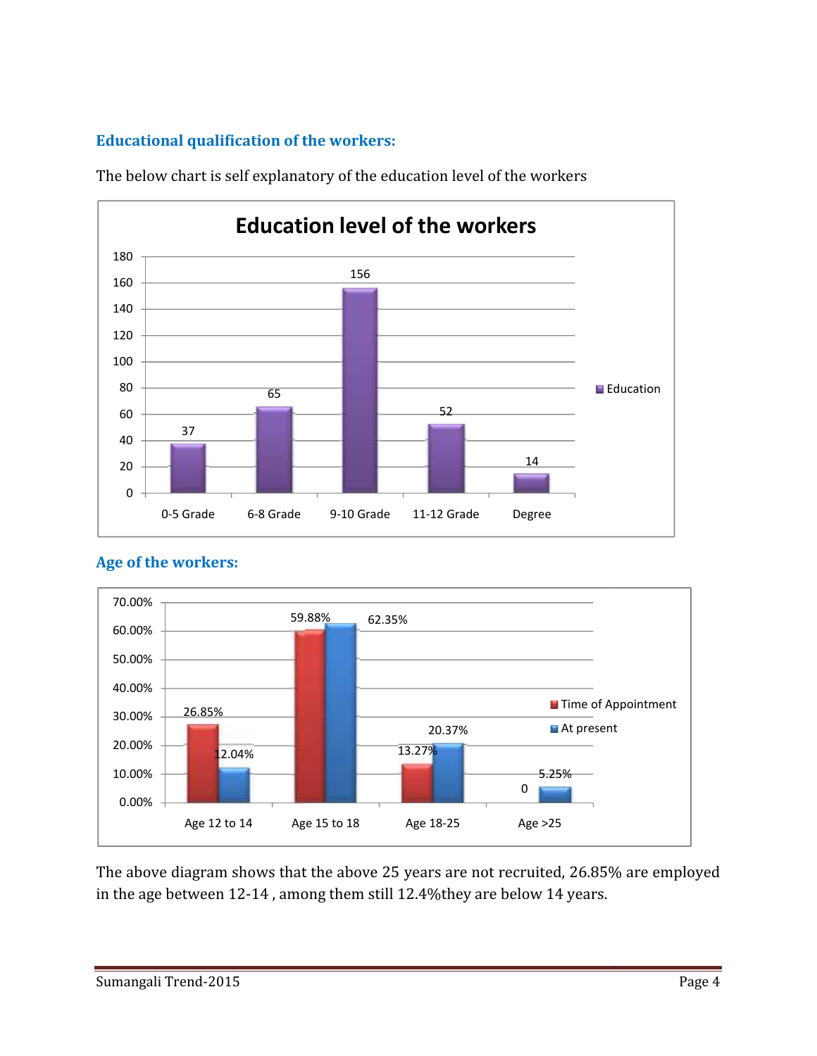### Educational qualification of the workers:

The below chart is self explanatory of the education level of the workers

**Education level of the workers**

| | Education |
|---|---|
| 0-5 Grade | 37 |
| 6-8 Grade | 65 |
| 9-10 Grade | 156 |
| 11-12 Grade | 52 |
| Degree | 14 |

### Age of the workers:

| | Time of Appointment | At present |
|---|---|---|
| Age 12 to 14 | 26.85% | 12.04% |
| Age 15 to 18 | 59.88% | 62.35% |
| Age 18-25 | 13.27% | 20.37% |
| Age >25 | 0 | 5.25% |

The above diagram shows that the above 25 years are not recruited, 26.85% are employed in the age between 12-14 , among them still 12.4%they are below 14 years.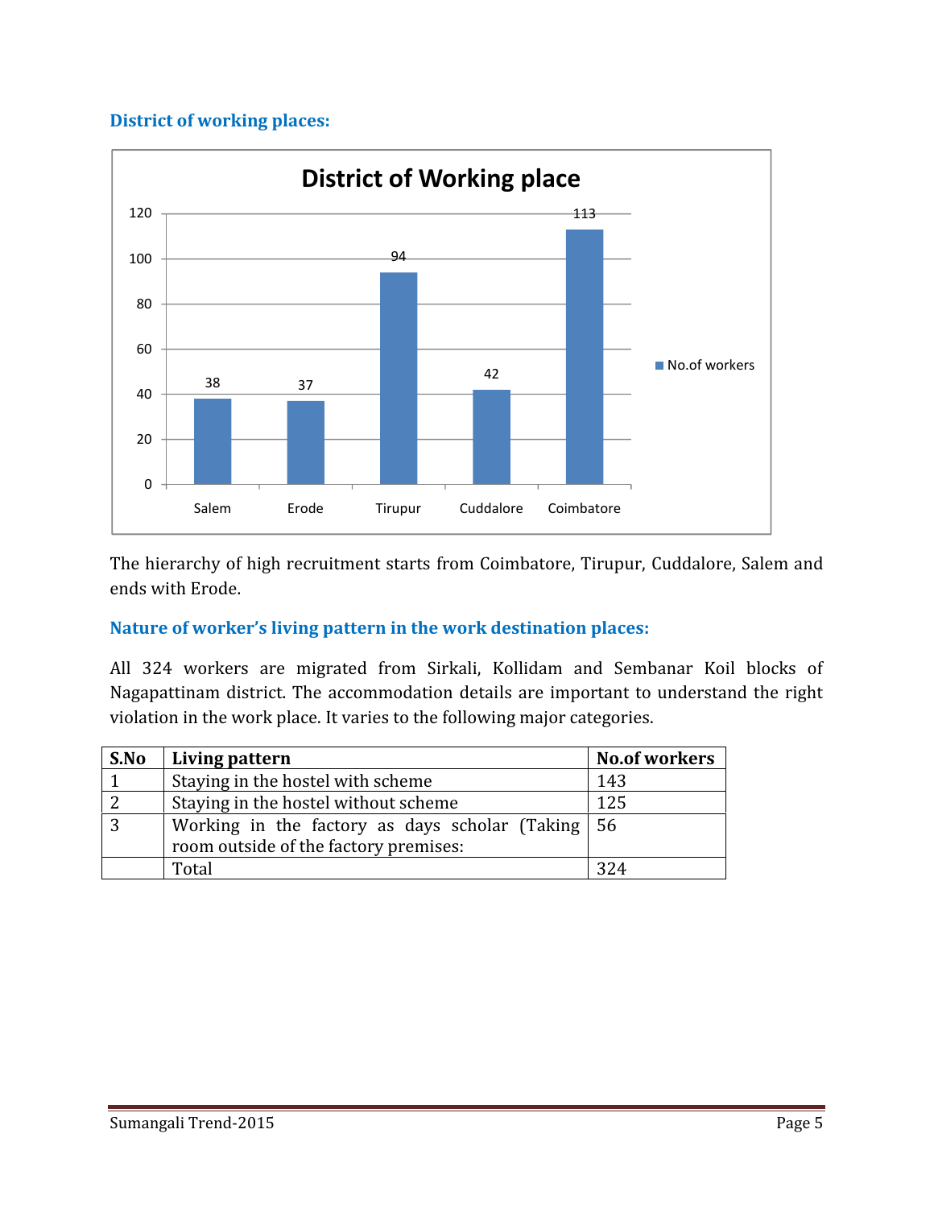### District of working places:

The hierarchy of high recruitment starts from Coimbatore, Tirupur, Cuddalore, Salem and ends with Erode.

### Nature of worker's living pattern in the work destination places:

All 324 workers are migrated from Sirkali, Kollidam and Sembanar Koil blocks of Nagapattinam district. The accommodation details are important to understand the right violation in the work place. It varies to the following major categories.

| S.No | Living pattern | No.of workers |
|---|---|---|
| 1 | Staying in the hostel with scheme | 143 |
| 2 | Staying in the hostel without scheme | 125 |
| 3 | Working in the factory as days scholar (Taking room outside of the factory premises: | 56 |
| | Total | 324 |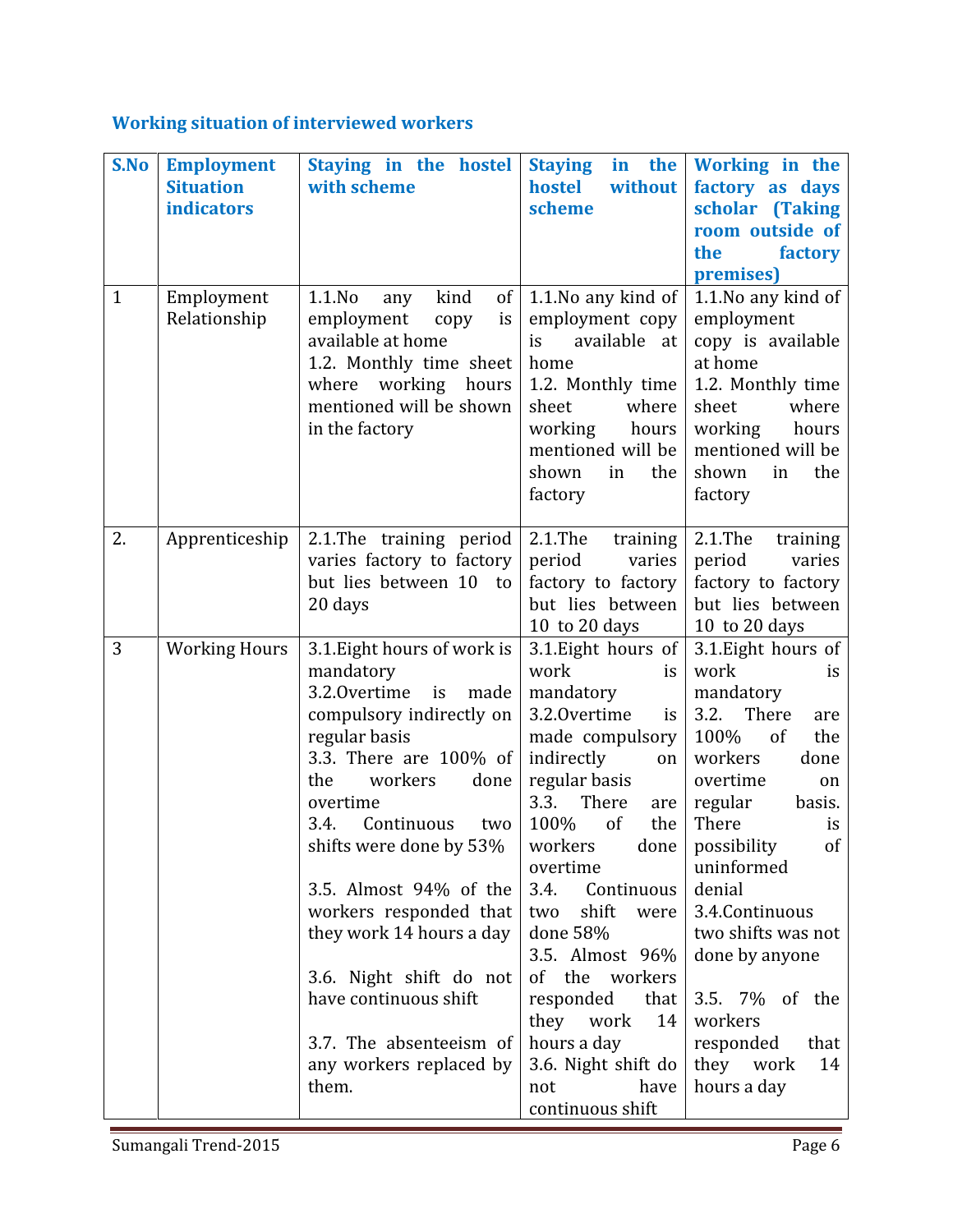### Working situation of interviewed workers

| S.No | Employment Situation indicators | Staying in the hostel with scheme | Staying in the hostel without scheme | Working in the factory as days scholar (Taking room outside of the factory premises) |
|---|---|---|---|---|
| 1 | Employment Relationship | 1.1.No any kind of employment copy is available at home<br>1.2. Monthly time sheet where working hours mentioned will be shown in the factory | 1.1.No any kind of employment copy is available at home<br>1.2. Monthly time sheet where working hours mentioned will be shown in the factory | 1.1.No any kind of employment copy is available at home<br>1.2. Monthly time sheet where working hours mentioned will be shown in the factory |
| 2. | Apprenticeship | 2.1.The training period varies factory to factory but lies between 10 to 20 days | 2.1.The training period varies factory to factory but lies between 10 to 20 days | 2.1.The training period varies factory to factory but lies between 10 to 20 days |
| 3 | Working Hours | 3.1.Eight hours of work is mandatory<br>3.2.Overtime is made compulsory indirectly on regular basis<br>3.3. There are 100% of the workers done overtime<br>3.4. Continuous two shifts were done by 53%<br>3.5. Almost 94% of the workers responded that they work 14 hours a day<br>3.6. Night shift do not have continuous shift<br>3.7. The absenteeism of any workers replaced by them. | 3.1.Eight hours of work is mandatory<br>3.2.Overtime is made compulsory indirectly on regular basis<br>3.3. There are 100% of the workers done overtime<br>3.4. Continuous two shift were done 58%<br>3.5. Almost 96% of the workers responded that they work 14 hours a day<br>3.6. Night shift do not have continuous shift | 3.1.Eight hours of work is mandatory<br>3.2. There are 100% of the workers done overtime on regular basis. There is possibility of uninformed denial<br>3.4.Continuous two shifts was not done by anyone<br>3.5. 7% of the workers responded that they work 14 hours a day |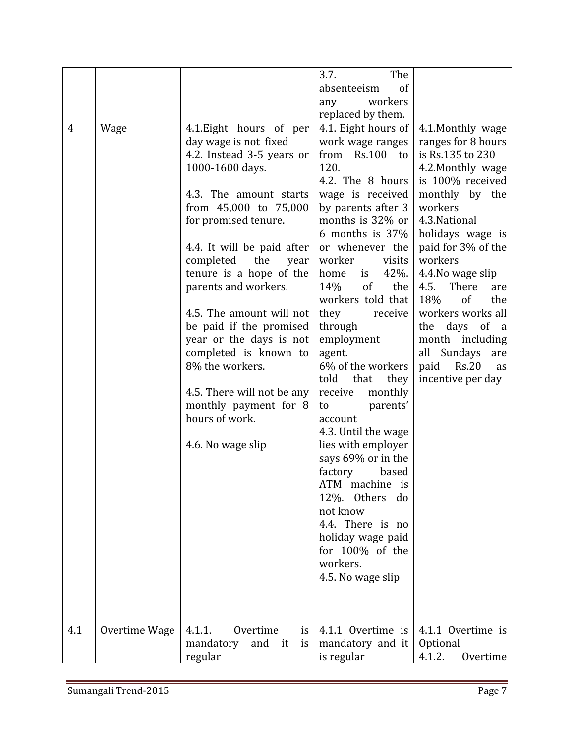| | | | | |
|---|---|---|---|---|
| | | | 3.7. The absenteeism of any workers replaced by them. | |
| 4 | Wage | 4.1.Eight hours of per day wage is not fixed<br>4.2. Instead 3-5 years or 1000-1600 days.<br><br>4.3. The amount starts from 45,000 to 75,000 for promised tenure.<br><br>4.4. It will be paid after completed the year tenure is a hope of the parents and workers.<br><br>4.5. The amount will not be paid if the promised year or the days is not completed is known to 8% the workers.<br><br>4.5. There will not be any monthly payment for 8 hours of work.<br><br>4.6. No wage slip | 4.1. Eight hours of work wage ranges from Rs.100 to 120.<br>4.2. The 8 hours wage is received by parents after 3 months is 32% or 6 months is 37% or whenever the worker visits home is 42%. 14% of the workers told that they receive through employment agent.<br>6% of the workers told that they receive monthly to parents' account<br>4.3. Until the wage lies with employer says 69% or in the factory based ATM machine is 12%. Others do not know<br>4.4. There is no holiday wage paid for 100% of the workers.<br>4.5. No wage slip | 4.1.Monthly wage ranges for 8 hours is Rs.135 to 230<br>4.2.Monthly wage is 100% received monthly by the workers<br>4.3.National holidays wage is paid for 3% of the workers<br>4.4.No wage slip<br>4.5. There are 18% of the workers works all the days of a month including all Sundays are paid Rs.20 as incentive per day |
| 4.1 | Overtime Wage | 4.1.1. Overtime is mandatory and it is regular | 4.1.1 Overtime is mandatory and it is regular | 4.1.1 Overtime is Optional<br>4.1.2. Overtime |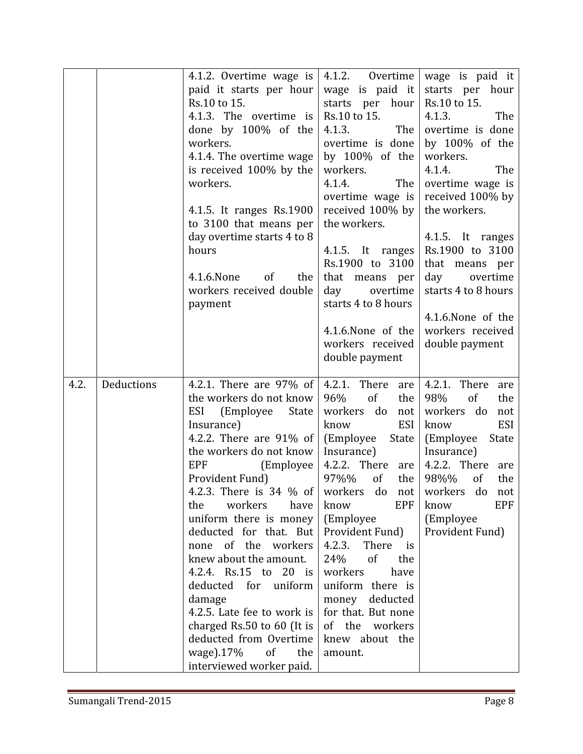| | | | | |
|---|---|---|---|---|
| | | 4.1.2. Overtime wage is paid it starts per hour Rs.10 to 15.<br>4.1.3. The overtime is done by 100% of the workers.<br>4.1.4. The overtime wage is received 100% by the workers.<br><br>4.1.5. It ranges Rs.1900 to 3100 that means per day overtime starts 4 to 8 hours<br><br>4.1.6.None of the workers received double payment | 4.1.2. Overtime wage is paid it starts per hour Rs.10 to 15.<br>4.1.3. The overtime is done by 100% of the workers.<br>4.1.4. The overtime wage is received 100% by the workers.<br><br>4.1.5. It ranges Rs.1900 to 3100 that means per day overtime starts 4 to 8 hours<br><br>4.1.6.None of the workers received double payment | wage is paid it starts per hour Rs.10 to 15.<br>4.1.3. The overtime is done by 100% of the workers.<br>4.1.4. The overtime wage is received 100% by the workers.<br><br>4.1.5. It ranges Rs.1900 to 3100 that means per day overtime starts 4 to 8 hours<br><br>4.1.6.None of the workers received double payment |
| 4.2. | Deductions | 4.2.1. There are 97% of the workers do not know ESI (Employee State Insurance)<br>4.2.2. There are 91% of the workers do not know EPF (Employee Provident Fund)<br>4.2.3. There is 34 % of the workers have uniform there is money deducted for that. But none of the workers knew about the amount.<br>4.2.4. Rs.15 to 20 is deducted for uniform damage<br>4.2.5. Late fee to work is charged Rs.50 to 60 (It is deducted from Overtime wage).17% of the interviewed worker paid. | 4.2.1. There are 96% of the workers do not know ESI (Employee State Insurance)<br>4.2.2. There are 97%% of the workers do not know EPF (Employee Provident Fund)<br>4.2.3. There is 24% of the workers have uniform there is money deducted for that. But none of the workers knew about the amount. | 4.2.1. There are 98% of the workers do not know ESI (Employee State Insurance)<br>4.2.2. There are 98%% of the workers do not know EPF (Employee Provident Fund) |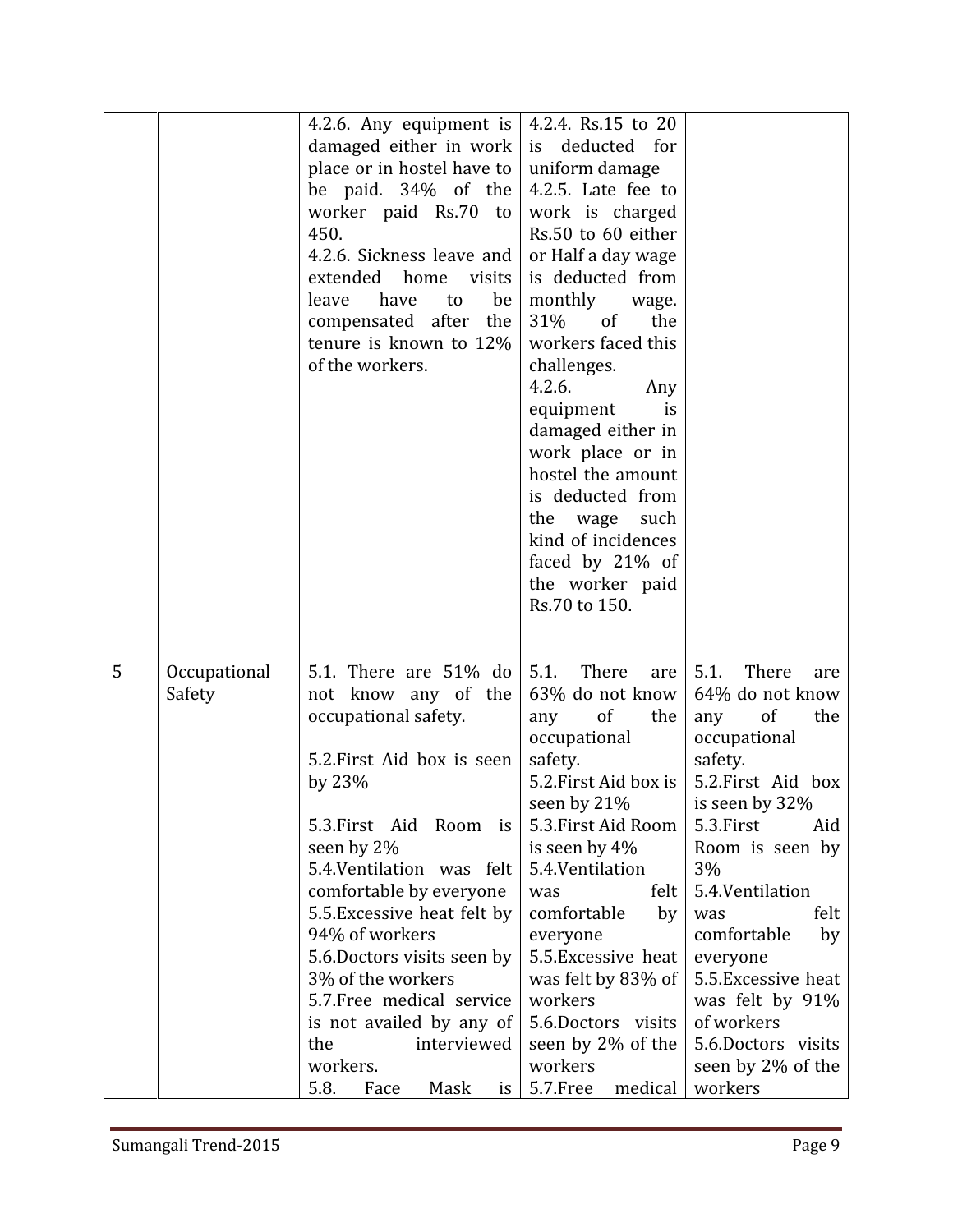| | | | | |
|---|---|---|---|---|
| | | 4.2.6. Any equipment is damaged either in work place or in hostel have to be paid. 34% of the worker paid Rs.70 to 450.<br>4.2.6. Sickness leave and extended home visits leave have to be compensated after the tenure is known to 12% of the workers. | 4.2.4. Rs.15 to 20 is deducted for uniform damage<br>4.2.5. Late fee to work is charged Rs.50 to 60 either or Half a day wage is deducted from monthly wage. 31% of the workers faced this challenges.<br>4.2.6. Any equipment is damaged either in work place or in hostel the amount is deducted from the wage such kind of incidences faced by 21% of the worker paid Rs.70 to 150. | |
| 5 | Occupational Safety | 5.1. There are 51% do not know any of the occupational safety.<br><br>5.2.First Aid box is seen by 23%<br><br>5.3.First Aid Room is seen by 2%<br>5.4.Ventilation was felt comfortable by everyone<br>5.5.Excessive heat felt by 94% of workers<br>5.6.Doctors visits seen by 3% of the workers<br>5.7.Free medical service is not availed by any of the interviewed workers.<br>5.8. Face Mask is | 5.1. There are 63% do not know any of the occupational safety.<br>5.2.First Aid box is seen by 21%<br>5.3.First Aid Room is seen by 4%<br>5.4.Ventilation was felt comfortable by everyone<br>5.5.Excessive heat was felt by 83% of workers<br>5.6.Doctors visits seen by 2% of the workers<br>5.7.Free medical | 5.1. There are 64% do not know any of the occupational safety.<br>5.2.First Aid box is seen by 32%<br>5.3.First Aid Room is seen by 3%<br>5.4.Ventilation was felt comfortable by everyone<br>5.5.Excessive heat was felt by 91% of workers<br>5.6.Doctors visits seen by 2% of the workers |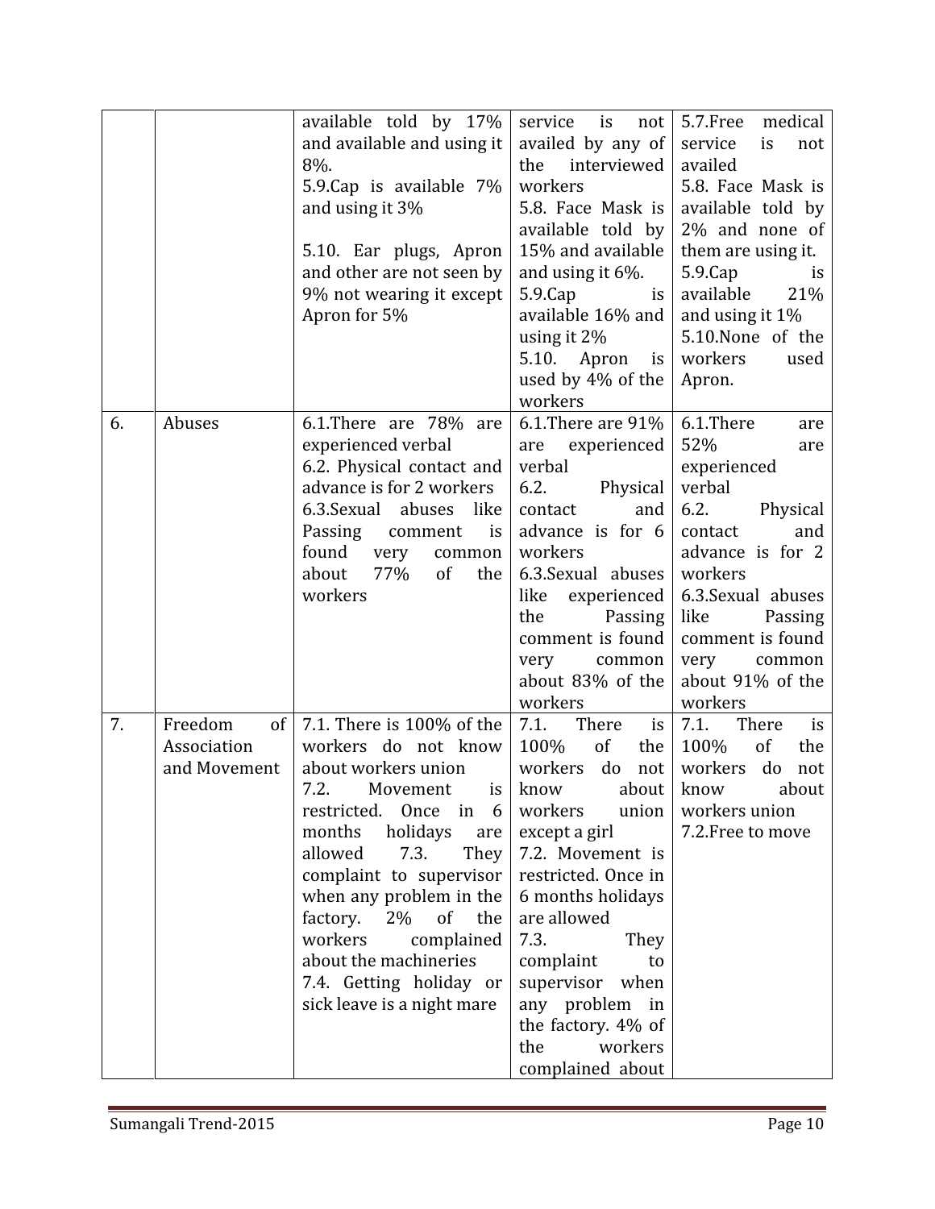| | | | | |
|---|---|---|---|---|
| | | available told by 17% and available and using it 8%.<br>5.9.Cap is available 7% and using it 3%<br><br>5.10. Ear plugs, Apron and other are not seen by 9% not wearing it except Apron for 5% | service is not availed by any of the interviewed workers<br>5.8. Face Mask is available told by 15% and available and using it 6%.<br>5.9.Cap is available 16% and using it 2%<br>5.10. Apron is used by 4% of the workers | 5.7.Free medical service is not availed<br>5.8. Face Mask is available told by 2% and none of them are using it.<br>5.9.Cap is available 21% and using it 1%<br>5.10.None of the workers used Apron. |
| 6. | Abuses | 6.1.There are 78% are experienced verbal<br>6.2. Physical contact and advance is for 2 workers<br>6.3.Sexual abuses like Passing comment is found very common about 77% of the workers | 6.1.There are 91% are experienced verbal<br>6.2. Physical contact and advance is for 6 workers<br>6.3.Sexual abuses like experienced the Passing comment is found very common about 83% of the workers | 6.1.There are 52% are experienced verbal<br>6.2. Physical contact and advance is for 2 workers<br>6.3.Sexual abuses like Passing comment is found very common about 91% of the workers |
| 7. | Freedom of Association and Movement | 7.1. There is 100% of the workers do not know about workers union<br>7.2. Movement is restricted. Once in 6 months holidays are allowed 7.3. They complaint to supervisor when any problem in the factory. 2% of the workers complained about the machineries<br>7.4. Getting holiday or sick leave is a night mare | 7.1. There is 100% of the workers do not know about workers union except a girl<br>7.2. Movement is restricted. Once in 6 months holidays are allowed<br>7.3. They complaint to supervisor when any problem in the factory. 4% of the workers complained about | 7.1. There is 100% of the workers do not know about workers union<br>7.2.Free to move |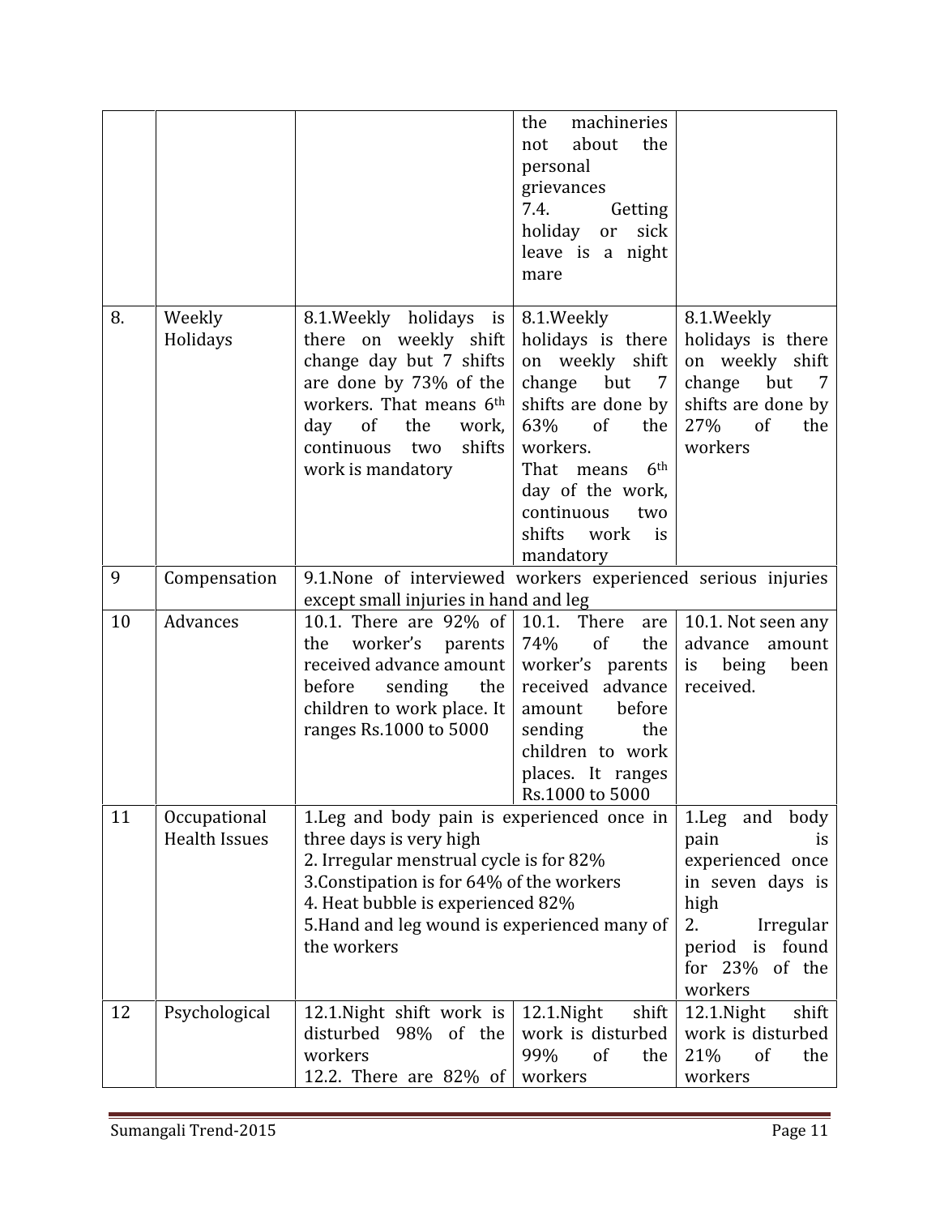|  |  |  |  |  |
|---|---|---|---|---|
|  |  |  | the machineries not about the personal grievances<br>7.4. Getting holiday or sick leave is a night mare |  |
| 8. | Weekly Holidays | 8.1.Weekly holidays is there on weekly shift change day but 7 shifts are done by 73% of the workers. That means 6th day of the work, continuous two shifts work is mandatory | 8.1.Weekly holidays is there on weekly shift change but 7 shifts are done by 63% of the workers.<br>That means 6th day of the work, continuous two shifts work is mandatory | 8.1.Weekly holidays is there on weekly shift change but 7 shifts are done by 27% of the workers |
| 9 | Compensation | 9.1.None of interviewed workers experienced serious injuries except small injuries in hand and leg | | |
| 10 | Advances | 10.1. There are 92% of the worker's parents received advance amount before sending the children to work place. It ranges Rs.1000 to 5000 | 10.1. There are 74% of the worker's parents received advance amount before sending the children to work places. It ranges Rs.1000 to 5000 | 10.1. Not seen any advance amount is being been received. |
| 11 | Occupational Health Issues | 1.Leg and body pain is experienced once in three days is very high<br>2. Irregular menstrual cycle is for 82%<br>3.Constipation is for 64% of the workers<br>4. Heat bubble is experienced 82%<br>5.Hand and leg wound is experienced many of the workers | | 1.Leg and body pain is experienced once in seven days is high<br>2. Irregular period is found for 23% of the workers |
| 12 | Psychological | 12.1.Night shift work is disturbed 98% of the workers<br>12.2. There are 82% of | 12.1.Night shift work is disturbed 99% of the workers | 12.1.Night shift work is disturbed 21% of the workers |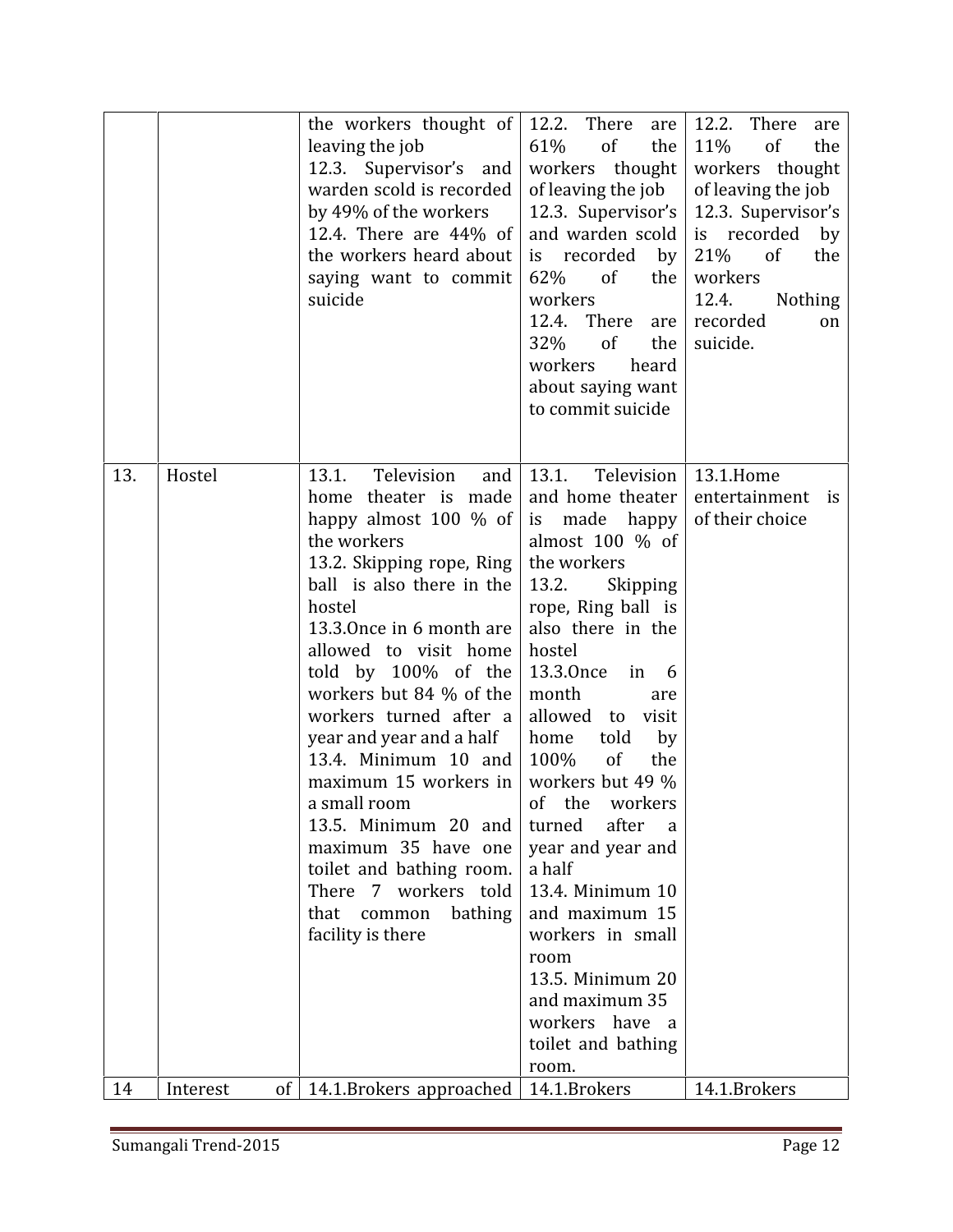| | | | | |
|---|---|---|---|---|
| | | the workers thought of leaving the job 12.3. Supervisor's and warden scold is recorded by 49% of the workers 12.4. There are 44% of the workers heard about saying want to commit suicide | 12.2. There are 61% of the workers thought of leaving the job 12.3. Supervisor's and warden scold is recorded by 62% of the workers 12.4. There are 32% of the workers heard about saying want to commit suicide | 12.2. There are 11% of the workers thought of leaving the job 12.3. Supervisor's is recorded by 21% of the workers 12.4. Nothing recorded on suicide. |
| 13. | Hostel | 13.1. Television and home theater is made happy almost 100 % of the workers 13.2. Skipping rope, Ring ball is also there in the hostel 13.3.Once in 6 month are allowed to visit home told by 100% of the workers but 84 % of the workers turned after a year and year and a half 13.4. Minimum 10 and maximum 15 workers in a small room 13.5. Minimum 20 and maximum 35 have one toilet and bathing room. There 7 workers told that common bathing facility is there | 13.1. Television and home theater is made happy almost 100 % of the workers 13.2. Skipping rope, Ring ball is also there in the hostel 13.3.Once in 6 month are allowed to visit home told by 100% of the workers but 49 % of the workers turned after a year and year and a half 13.4. Minimum 10 and maximum 15 workers in small room 13.5. Minimum 20 and maximum 35 workers have a toilet and bathing room. | 13.1.Home entertainment is of their choice |
| 14 | Interest of | 14.1.Brokers approached | 14.1.Brokers | 14.1.Brokers |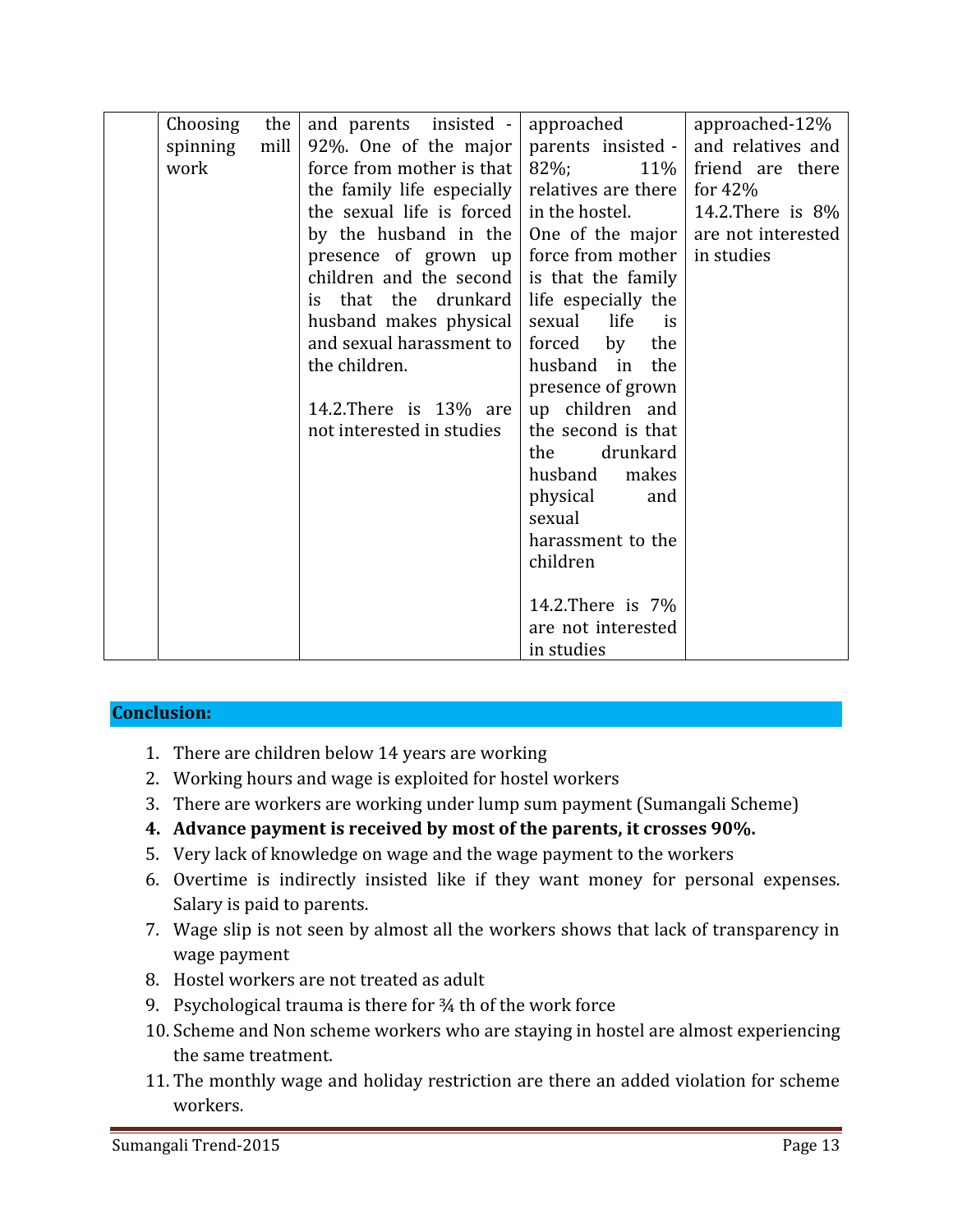|  | Choosing the spinning mill work | and parents insisted - 92%. One of the major force from mother is that the family life especially the sexual life is forced by the husband in the presence of grown up children and the second is that the drunkard husband makes physical and sexual harassment to the children.<br><br>14.2.There is 13% are not interested in studies | approached parents insisted - 82%; 11% relatives are there in the hostel.<br>One of the major force from mother is that the family life especially the sexual life is forced by the husband in the presence of grown up children and the second is that the drunkard husband makes physical and sexual harassment to the children<br><br>14.2.There is 7% are not interested in studies | approached-12% and relatives and friend are there for 42%<br>14.2.There is 8% are not interested in studies |
|---|---|---|---|---|

## Conclusion:

1. There are children below 14 years are working
2. Working hours and wage is exploited for hostel workers
3. There are workers are working under lump sum payment (Sumangali Scheme)
4. **Advance payment is received by most of the parents, it crosses 90%.**
5. Very lack of knowledge on wage and the wage payment to the workers
6. Overtime is indirectly insisted like if they want money for personal expenses. Salary is paid to parents.
7. Wage slip is not seen by almost all the workers shows that lack of transparency in wage payment
8. Hostel workers are not treated as adult
9. Psychological trauma is there for ¾ th of the work force
10. Scheme and Non scheme workers who are staying in hostel are almost experiencing the same treatment.
11. The monthly wage and holiday restriction are there an added violation for scheme workers.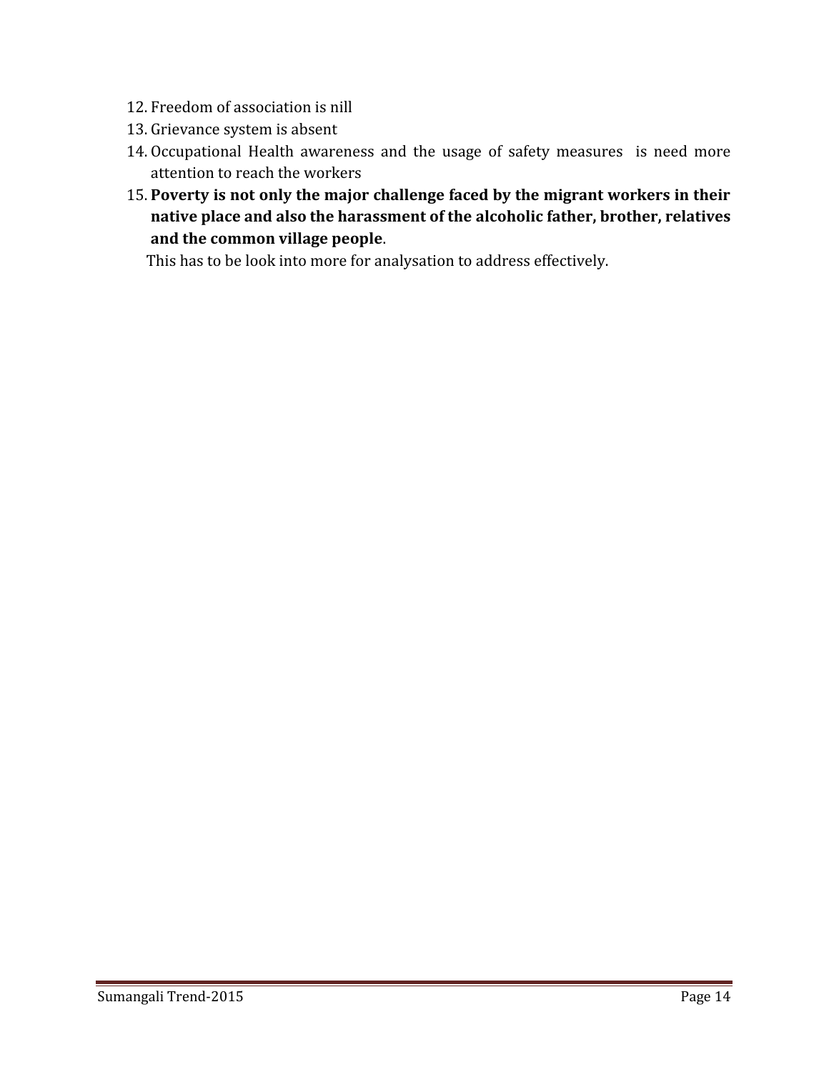12. Freedom of association is nill
13. Grievance system is absent
14. Occupational Health awareness and the usage of safety measures is need more attention to reach the workers
15. **Poverty is not only the major challenge faced by the migrant workers in their native place and also the harassment of the alcoholic father, brother, relatives and the common village people**.

This has to be look into more for analysation to address effectively.